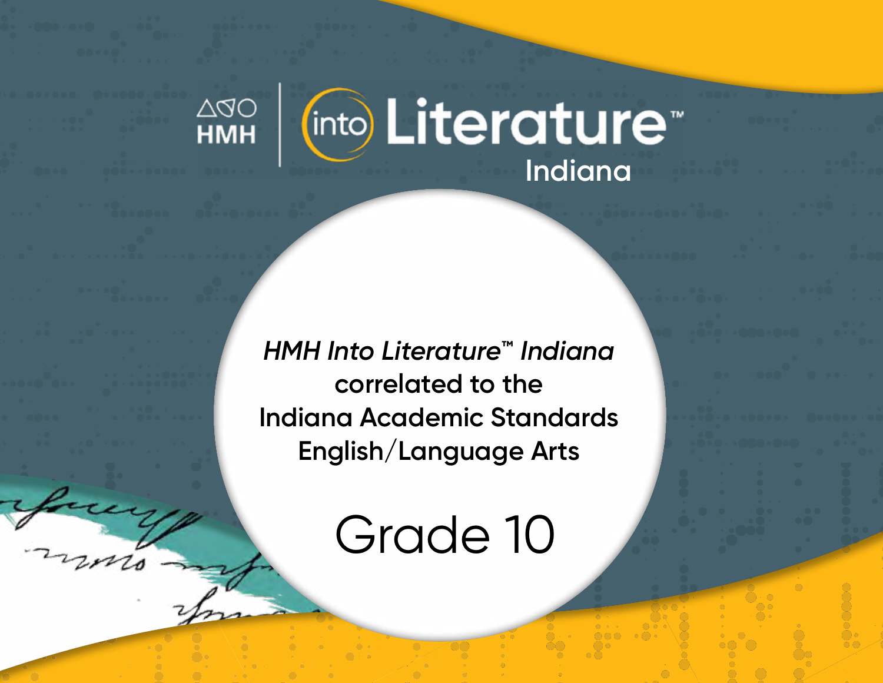HMH | Into Literature™

Indiana

*HMH Into Literature™ Indiana*
correlated to the
Indiana Academic Standards
English/Language Arts

# Grade 10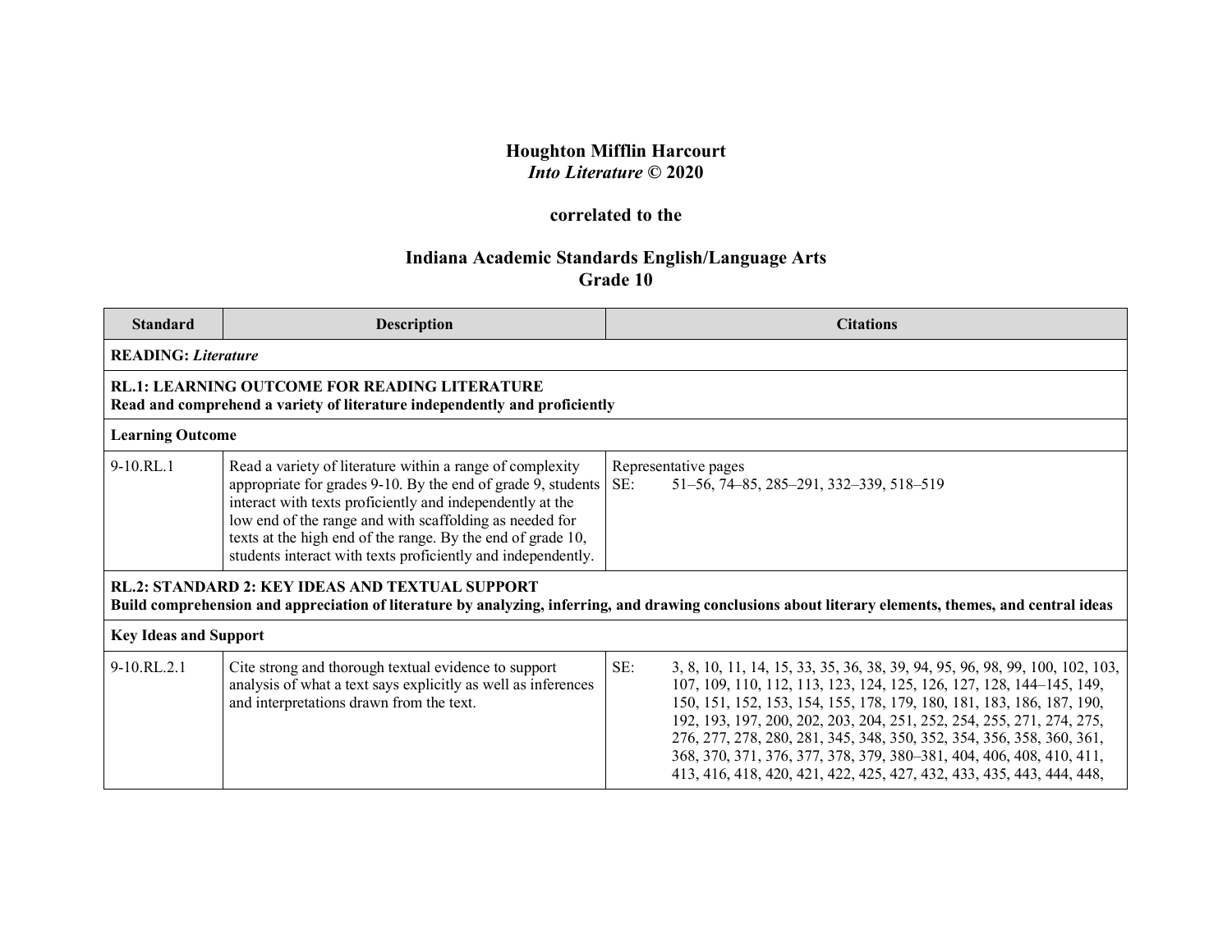**Houghton Mifflin Harcourt**
***Into Literature* © 2020**

**correlated to the**

**Indiana Academic Standards English/Language Arts**
**Grade 10**

| Standard | Description | Citations |
|---|---|---|
| **READING:** ***Literature*** | | |
| **RL.1: LEARNING OUTCOME FOR READING LITERATURE**<br>**Read and comprehend a variety of literature independently and proficiently** | | |
| **Learning Outcome** | | |
| 9-10.RL.1 | Read a variety of literature within a range of complexity appropriate for grades 9-10. By the end of grade 9, students interact with texts proficiently and independently at the low end of the range and with scaffolding as needed for texts at the high end of the range. By the end of grade 10, students interact with texts proficiently and independently. | Representative pages<br>SE: 51–56, 74–85, 285–291, 332–339, 518–519 |
| **RL.2: STANDARD 2: KEY IDEAS AND TEXTUAL SUPPORT**<br>**Build comprehension and appreciation of literature by analyzing, inferring, and drawing conclusions about literary elements, themes, and central ideas** | | |
| **Key Ideas and Support** | | |
| 9-10.RL.2.1 | Cite strong and thorough textual evidence to support analysis of what a text says explicitly as well as inferences and interpretations drawn from the text. | SE: 3, 8, 10, 11, 14, 15, 33, 35, 36, 38, 39, 94, 95, 96, 98, 99, 100, 102, 103, 107, 109, 110, 112, 113, 123, 124, 125, 126, 127, 128, 144–145, 149, 150, 151, 152, 153, 154, 155, 178, 179, 180, 181, 183, 186, 187, 190, 192, 193, 197, 200, 202, 203, 204, 251, 252, 254, 255, 271, 274, 275, 276, 277, 278, 280, 281, 345, 348, 350, 352, 354, 356, 358, 360, 361, 368, 370, 371, 376, 377, 378, 379, 380–381, 404, 406, 408, 410, 411, 413, 416, 418, 420, 421, 422, 425, 427, 432, 433, 435, 443, 444, 448, |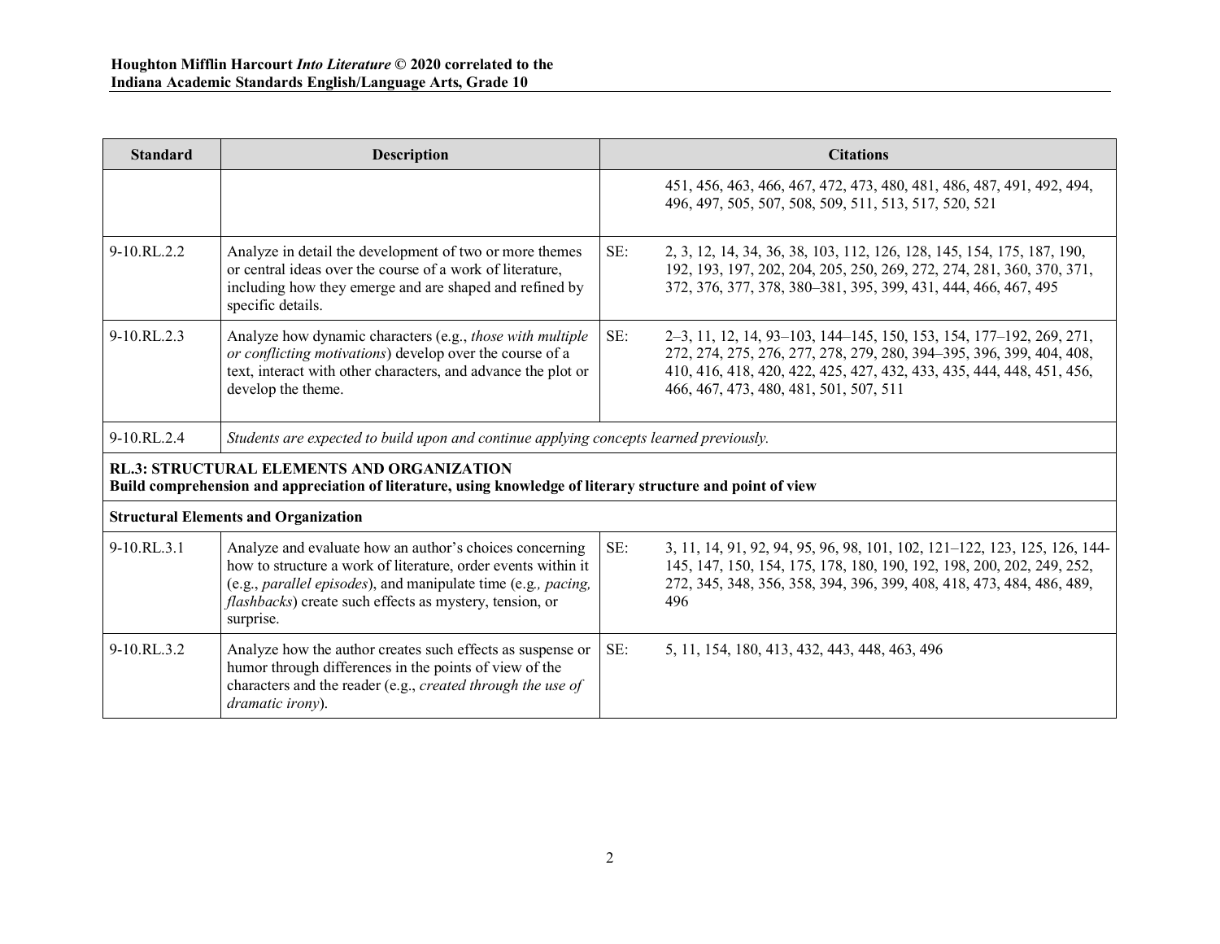| Standard | Description | Citations |
| --- | --- | --- |
| | | 451, 456, 463, 466, 467, 472, 473, 480, 481, 486, 487, 491, 492, 494, 496, 497, 505, 507, 508, 509, 511, 513, 517, 520, 521 |
| 9-10.RL.2.2 | Analyze in detail the development of two or more themes or central ideas over the course of a work of literature, including how they emerge and are shaped and refined by specific details. | SE: 2, 3, 12, 14, 34, 36, 38, 103, 112, 126, 128, 145, 154, 175, 187, 190, 192, 193, 197, 202, 204, 205, 250, 269, 272, 274, 281, 360, 370, 371, 372, 376, 377, 378, 380–381, 395, 399, 431, 444, 466, 467, 495 |
| 9-10.RL.2.3 | Analyze how dynamic characters (e.g., *those with multiple or conflicting motivations*) develop over the course of a text, interact with other characters, and advance the plot or develop the theme. | SE: 2–3, 11, 12, 14, 93–103, 144–145, 150, 153, 154, 177–192, 269, 271, 272, 274, 275, 276, 277, 278, 279, 280, 394–395, 396, 399, 404, 408, 410, 416, 418, 420, 422, 425, 427, 432, 433, 435, 444, 448, 451, 456, 466, 467, 473, 480, 481, 501, 507, 511 |
| 9-10.RL.2.4 | *Students are expected to build upon and continue applying concepts learned previously.* | |
| **RL.3: STRUCTURAL ELEMENTS AND ORGANIZATION** **Build comprehension and appreciation of literature, using knowledge of literary structure and point of view** | | |
| **Structural Elements and Organization** | | |
| 9-10.RL.3.1 | Analyze and evaluate how an author's choices concerning how to structure a work of literature, order events within it (e.g., *parallel episodes*), and manipulate time (e.g*., pacing, flashbacks*) create such effects as mystery, tension, or surprise. | SE: 3, 11, 14, 91, 92, 94, 95, 96, 98, 101, 102, 121–122, 123, 125, 126, 144-145, 147, 150, 154, 175, 178, 180, 190, 192, 198, 200, 202, 249, 252, 272, 345, 348, 356, 358, 394, 396, 399, 408, 418, 473, 484, 486, 489, 496 |
| 9-10.RL.3.2 | Analyze how the author creates such effects as suspense or humor through differences in the points of view of the characters and the reader (e.g., *created through the use of dramatic irony*). | SE: 5, 11, 154, 180, 413, 432, 443, 448, 463, 496 |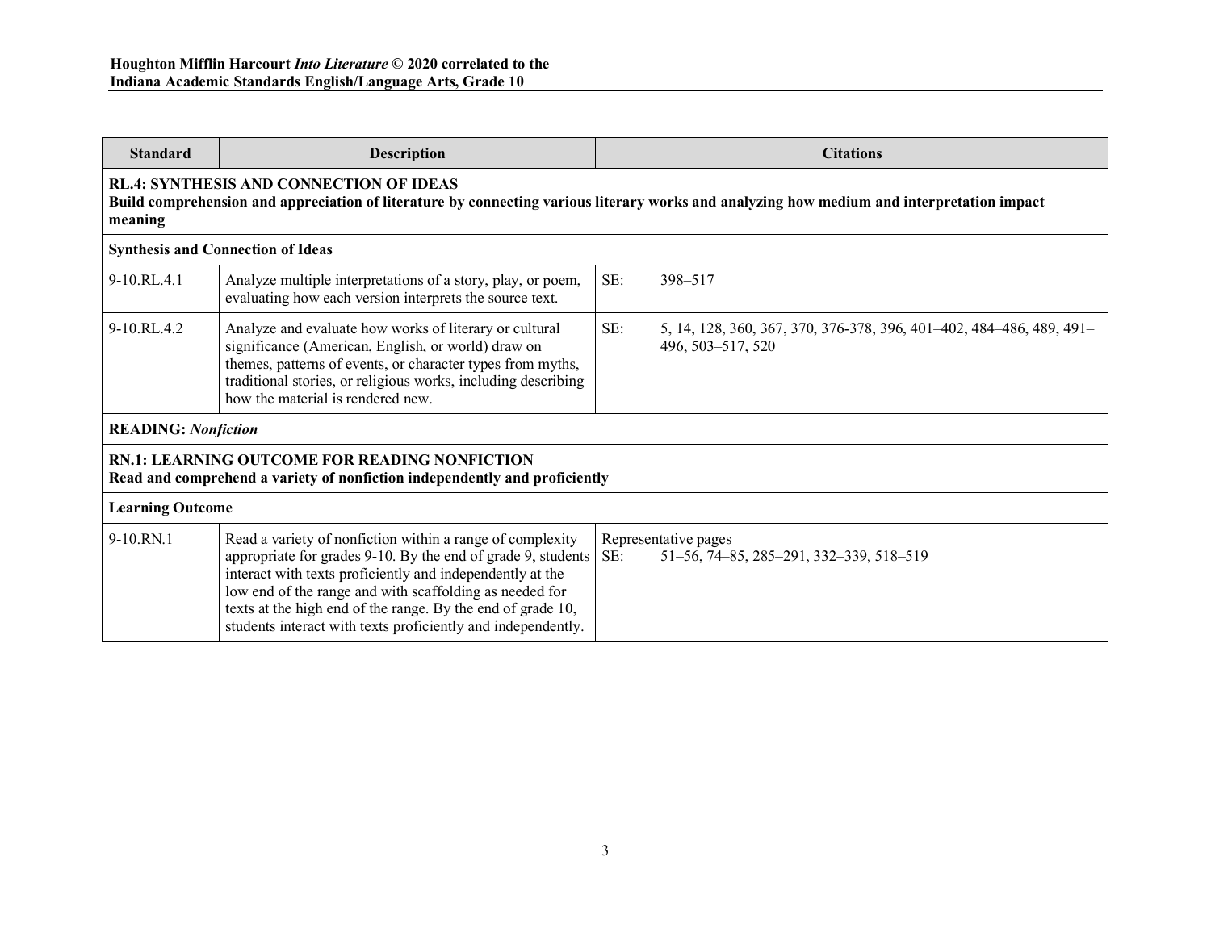| Standard | Description | Citations |
| --- | --- | --- |
| **RL.4: SYNTHESIS AND CONNECTION OF IDEAS** **Build comprehension and appreciation of literature by connecting various literary works and analyzing how medium and interpretation impact meaning** | | |
| **Synthesis and Connection of Ideas** | | |
| 9-10.RL.4.1 | Analyze multiple interpretations of a story, play, or poem, evaluating how each version interprets the source text. | SE: 398–517 |
| 9-10.RL.4.2 | Analyze and evaluate how works of literary or cultural significance (American, English, or world) draw on themes, patterns of events, or character types from myths, traditional stories, or religious works, including describing how the material is rendered new. | SE: 5, 14, 128, 360, 367, 370, 376-378, 396, 401–402, 484–486, 489, 491–496, 503–517, 520 |
| **READING: *Nonfiction*** | | |
| **RN.1: LEARNING OUTCOME FOR READING NONFICTION** **Read and comprehend a variety of nonfiction independently and proficiently** | | |
| **Learning Outcome** | | |
| 9-10.RN.1 | Read a variety of nonfiction within a range of complexity appropriate for grades 9-10. By the end of grade 9, students interact with texts proficiently and independently at the low end of the range and with scaffolding as needed for texts at the high end of the range. By the end of grade 10, students interact with texts proficiently and independently. | Representative pages SE: 51–56, 74–85, 285–291, 332–339, 518–519 |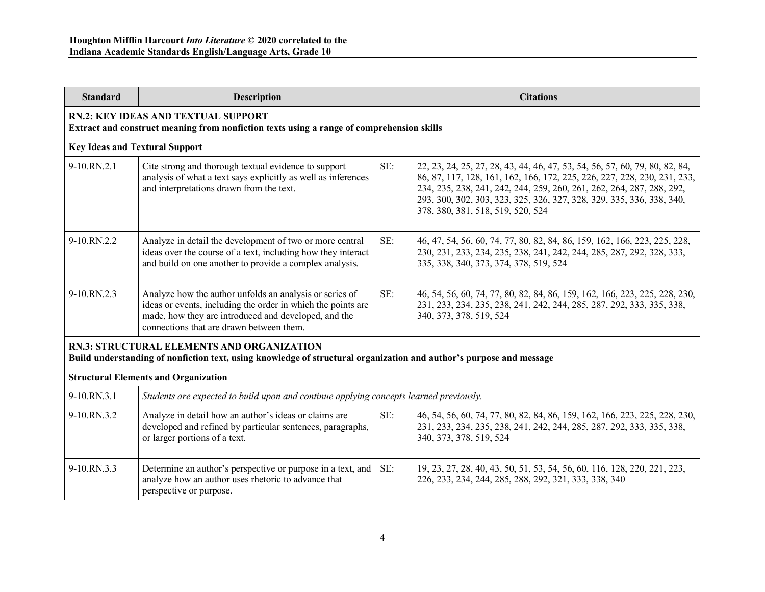| Standard | Description | Citations |
|---|---|---|
| **RN.2: KEY IDEAS AND TEXTUAL SUPPORT** **Extract and construct meaning from nonfiction texts using a range of comprehension skills** | | |
| **Key Ideas and Textural Support** | | |
| 9-10.RN.2.1 | Cite strong and thorough textual evidence to support analysis of what a text says explicitly as well as inferences and interpretations drawn from the text. | SE: 22, 23, 24, 25, 27, 28, 43, 44, 46, 47, 53, 54, 56, 57, 60, 79, 80, 82, 84, 86, 87, 117, 128, 161, 162, 166, 172, 225, 226, 227, 228, 230, 231, 233, 234, 235, 238, 241, 242, 244, 259, 260, 261, 262, 264, 287, 288, 292, 293, 300, 302, 303, 323, 325, 326, 327, 328, 329, 335, 336, 338, 340, 378, 380, 381, 518, 519, 520, 524 |
| 9-10.RN.2.2 | Analyze in detail the development of two or more central ideas over the course of a text, including how they interact and build on one another to provide a complex analysis. | SE: 46, 47, 54, 56, 60, 74, 77, 80, 82, 84, 86, 159, 162, 166, 223, 225, 228, 230, 231, 233, 234, 235, 238, 241, 242, 244, 285, 287, 292, 328, 333, 335, 338, 340, 373, 374, 378, 519, 524 |
| 9-10.RN.2.3 | Analyze how the author unfolds an analysis or series of ideas or events, including the order in which the points are made, how they are introduced and developed, and the connections that are drawn between them. | SE: 46, 54, 56, 60, 74, 77, 80, 82, 84, 86, 159, 162, 166, 223, 225, 228, 230, 231, 233, 234, 235, 238, 241, 242, 244, 285, 287, 292, 333, 335, 338, 340, 373, 378, 519, 524 |
| **RN.3: STRUCTURAL ELEMENTS AND ORGANIZATION** **Build understanding of nonfiction text, using knowledge of structural organization and author's purpose and message** | | |
| **Structural Elements and Organization** | | |
| 9-10.RN.3.1 | *Students are expected to build upon and continue applying concepts learned previously.* | |
| 9-10.RN.3.2 | Analyze in detail how an author's ideas or claims are developed and refined by particular sentences, paragraphs, or larger portions of a text. | SE: 46, 54, 56, 60, 74, 77, 80, 82, 84, 86, 159, 162, 166, 223, 225, 228, 230, 231, 233, 234, 235, 238, 241, 242, 244, 285, 287, 292, 333, 335, 338, 340, 373, 378, 519, 524 |
| 9-10.RN.3.3 | Determine an author's perspective or purpose in a text, and analyze how an author uses rhetoric to advance that perspective or purpose. | SE: 19, 23, 27, 28, 40, 43, 50, 51, 53, 54, 56, 60, 116, 128, 220, 221, 223, 226, 233, 234, 244, 285, 288, 292, 321, 333, 338, 340 |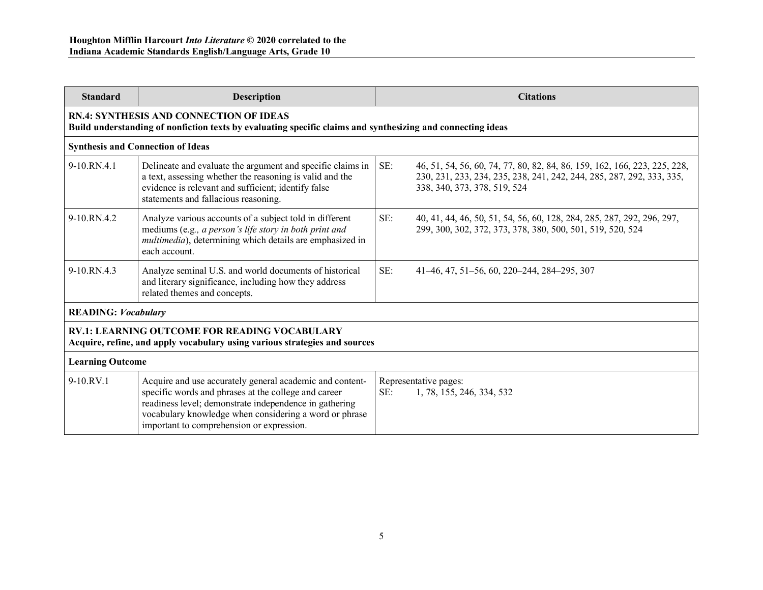| Standard | Description | Citations |
|---|---|---|
| **RN.4: SYNTHESIS AND CONNECTION OF IDEAS**<br>**Build understanding of nonfiction texts by evaluating specific claims and synthesizing and connecting ideas** | | |
| **Synthesis and Connection of Ideas** | | |
| 9-10.RN.4.1 | Delineate and evaluate the argument and specific claims in a text, assessing whether the reasoning is valid and the evidence is relevant and sufficient; identify false statements and fallacious reasoning. | SE: 46, 51, 54, 56, 60, 74, 77, 80, 82, 84, 86, 159, 162, 166, 223, 225, 228, 230, 231, 233, 234, 235, 238, 241, 242, 244, 285, 287, 292, 333, 335, 338, 340, 373, 378, 519, 524 |
| 9-10.RN.4.2 | Analyze various accounts of a subject told in different mediums (e.g*., a person's life story in both print and multimedia*), determining which details are emphasized in each account. | SE: 40, 41, 44, 46, 50, 51, 54, 56, 60, 128, 284, 285, 287, 292, 296, 297, 299, 300, 302, 372, 373, 378, 380, 500, 501, 519, 520, 524 |
| 9-10.RN.4.3 | Analyze seminal U.S. and world documents of historical and literary significance, including how they address related themes and concepts. | SE: 41–46, 47, 51–56, 60, 220–244, 284–295, 307 |
| **READING:** ***Vocabulary*** | | |
| **RV.1: LEARNING OUTCOME FOR READING VOCABULARY**<br>**Acquire, refine, and apply vocabulary using various strategies and sources** | | |
| **Learning Outcome** | | |
| 9-10.RV.1 | Acquire and use accurately general academic and content-specific words and phrases at the college and career readiness level; demonstrate independence in gathering vocabulary knowledge when considering a word or phrase important to comprehension or expression. | Representative pages:<br>SE: 1, 78, 155, 246, 334, 532 |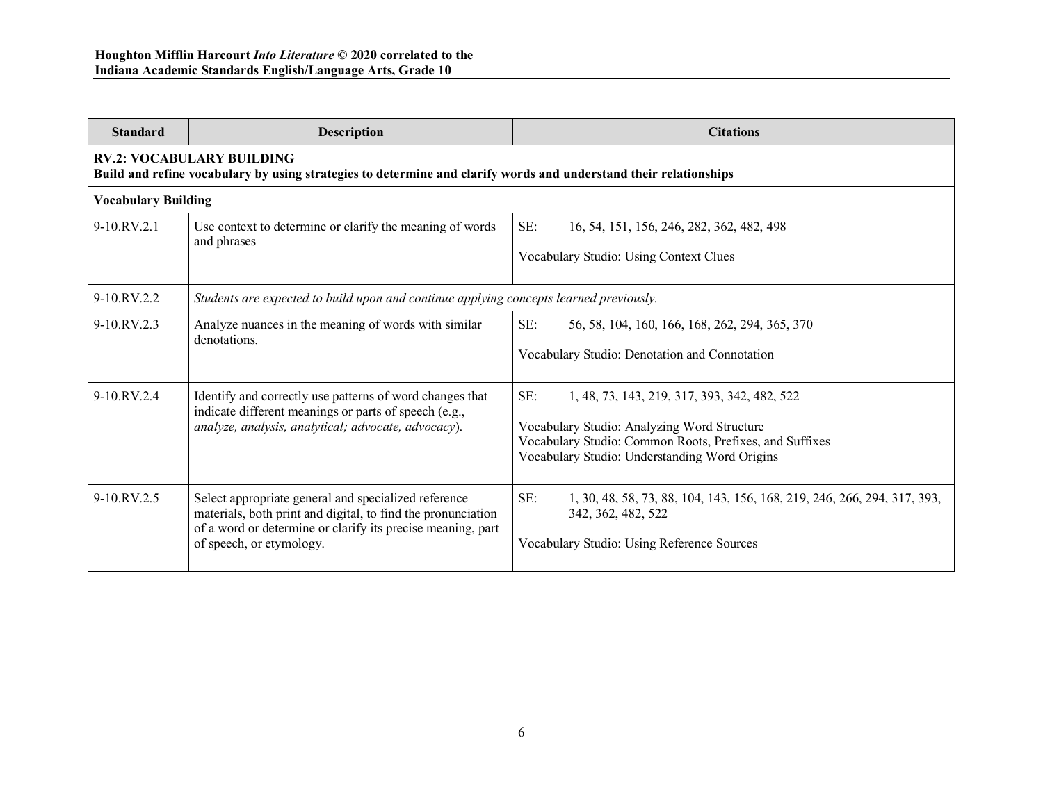| Standard | Description | Citations |
|---|---|---|
| **RV.2: VOCABULARY BUILDING**<br>**Build and refine vocabulary by using strategies to determine and clarify words and understand their relationships** | | |
| **Vocabulary Building** | | |
| 9-10.RV.2.1 | Use context to determine or clarify the meaning of words and phrases | SE: 16, 54, 151, 156, 246, 282, 362, 482, 498<br><br>Vocabulary Studio: Using Context Clues |
| 9-10.RV.2.2 | *Students are expected to build upon and continue applying concepts learned previously.* | |
| 9-10.RV.2.3 | Analyze nuances in the meaning of words with similar denotations. | SE: 56, 58, 104, 160, 166, 168, 262, 294, 365, 370<br><br>Vocabulary Studio: Denotation and Connotation |
| 9-10.RV.2.4 | Identify and correctly use patterns of word changes that indicate different meanings or parts of speech (e.g., *analyze, analysis, analytical; advocate, advocacy*). | SE: 1, 48, 73, 143, 219, 317, 393, 342, 482, 522<br><br>Vocabulary Studio: Analyzing Word Structure<br>Vocabulary Studio: Common Roots, Prefixes, and Suffixes<br>Vocabulary Studio: Understanding Word Origins |
| 9-10.RV.2.5 | Select appropriate general and specialized reference materials, both print and digital, to find the pronunciation of a word or determine or clarify its precise meaning, part of speech, or etymology. | SE: 1, 30, 48, 58, 73, 88, 104, 143, 156, 168, 219, 246, 266, 294, 317, 393, 342, 362, 482, 522<br><br>Vocabulary Studio: Using Reference Sources |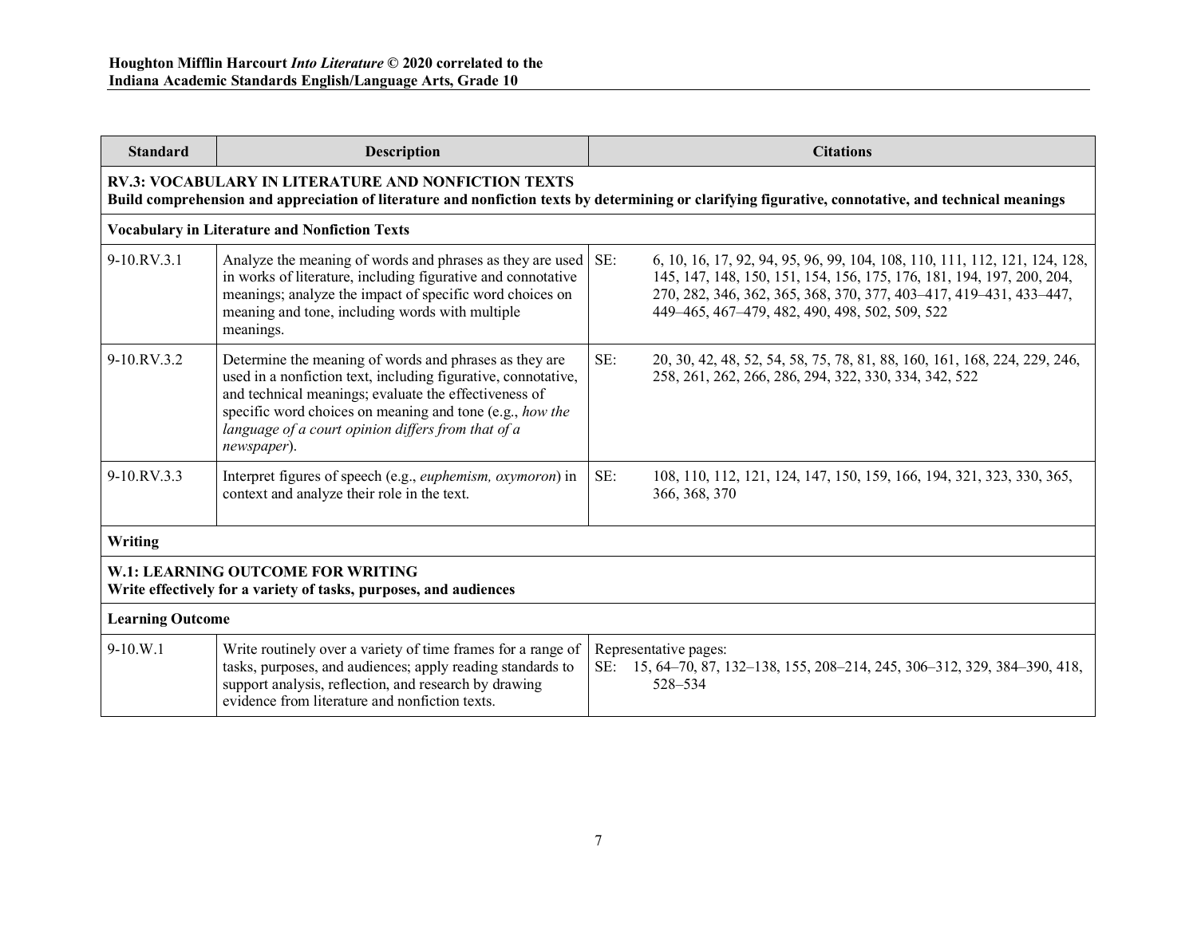| Standard | Description | Citations |
|---|---|---|
| **RV.3: VOCABULARY IN LITERATURE AND NONFICTION TEXTS** **Build comprehension and appreciation of literature and nonfiction texts by determining or clarifying figurative, connotative, and technical meanings** | | |
| **Vocabulary in Literature and Nonfiction Texts** | | |
| 9-10.RV.3.1 | Analyze the meaning of words and phrases as they are used in works of literature, including figurative and connotative meanings; analyze the impact of specific word choices on meaning and tone, including words with multiple meanings. | SE: 6, 10, 16, 17, 92, 94, 95, 96, 99, 104, 108, 110, 111, 112, 121, 124, 128, 145, 147, 148, 150, 151, 154, 156, 175, 176, 181, 194, 197, 200, 204, 270, 282, 346, 362, 365, 368, 370, 377, 403–417, 419–431, 433–447, 449–465, 467–479, 482, 490, 498, 502, 509, 522 |
| 9-10.RV.3.2 | Determine the meaning of words and phrases as they are used in a nonfiction text, including figurative, connotative, and technical meanings; evaluate the effectiveness of specific word choices on meaning and tone (e.g., *how the language of a court opinion differs from that of a newspaper*). | SE: 20, 30, 42, 48, 52, 54, 58, 75, 78, 81, 88, 160, 161, 168, 224, 229, 246, 258, 261, 262, 266, 286, 294, 322, 330, 334, 342, 522 |
| 9-10.RV.3.3 | Interpret figures of speech (e.g., *euphemism, oxymoron*) in context and analyze their role in the text. | SE: 108, 110, 112, 121, 124, 147, 150, 159, 166, 194, 321, 323, 330, 365, 366, 368, 370 |
| **Writing** | | |
| **W.1: LEARNING OUTCOME FOR WRITING** **Write effectively for a variety of tasks, purposes, and audiences** | | |
| **Learning Outcome** | | |
| 9-10.W.1 | Write routinely over a variety of time frames for a range of tasks, purposes, and audiences; apply reading standards to support analysis, reflection, and research by drawing evidence from literature and nonfiction texts. | Representative pages: SE: 15, 64–70, 87, 132–138, 155, 208–214, 245, 306–312, 329, 384–390, 418, 528–534 |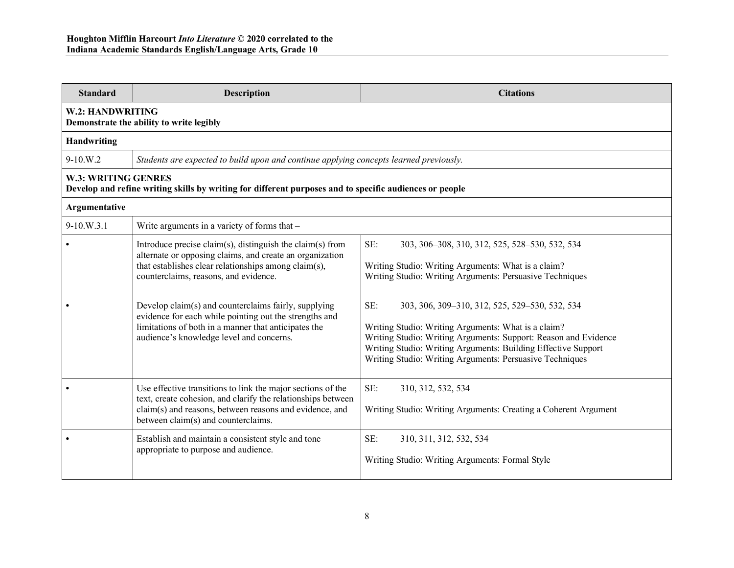| Standard | Description | Citations |
|---|---|---|
| **W.2: HANDWRITING**<br>**Demonstrate the ability to write legibly** | | |
| **Handwriting** | | |
| 9-10.W.2 | *Students are expected to build upon and continue applying concepts learned previously.* | |
| **W.3: WRITING GENRES**<br>**Develop and refine writing skills by writing for different purposes and to specific audiences or people** | | |
| **Argumentative** | | |
| 9-10.W.3.1 | Write arguments in a variety of forms that – | |
| • | Introduce precise claim(s), distinguish the claim(s) from alternate or opposing claims, and create an organization that establishes clear relationships among claim(s), counterclaims, reasons, and evidence. | SE: 303, 306–308, 310, 312, 525, 528–530, 532, 534<br><br>Writing Studio: Writing Arguments: What is a claim?<br>Writing Studio: Writing Arguments: Persuasive Techniques |
| • | Develop claim(s) and counterclaims fairly, supplying evidence for each while pointing out the strengths and limitations of both in a manner that anticipates the audience's knowledge level and concerns. | SE: 303, 306, 309–310, 312, 525, 529–530, 532, 534<br><br>Writing Studio: Writing Arguments: What is a claim?<br>Writing Studio: Writing Arguments: Support: Reason and Evidence<br>Writing Studio: Writing Arguments: Building Effective Support<br>Writing Studio: Writing Arguments: Persuasive Techniques |
| • | Use effective transitions to link the major sections of the text, create cohesion, and clarify the relationships between claim(s) and reasons, between reasons and evidence, and between claim(s) and counterclaims. | SE: 310, 312, 532, 534<br><br>Writing Studio: Writing Arguments: Creating a Coherent Argument |
| • | Establish and maintain a consistent style and tone appropriate to purpose and audience. | SE: 310, 311, 312, 532, 534<br><br>Writing Studio: Writing Arguments: Formal Style |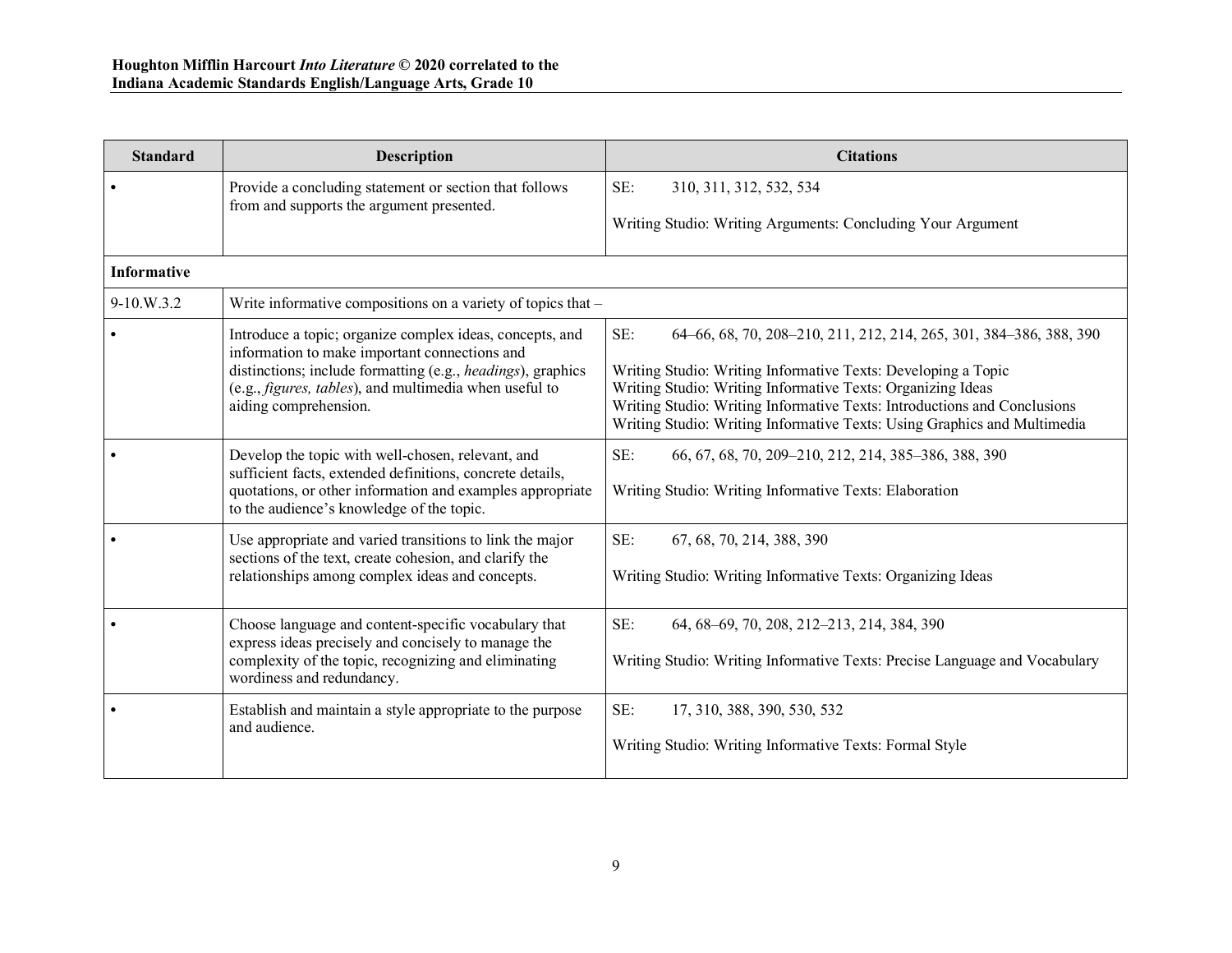| Standard | Description | Citations |
|---|---|---|
| • | Provide a concluding statement or section that follows from and supports the argument presented. | SE: 310, 311, 312, 532, 534<br><br>Writing Studio: Writing Arguments: Concluding Your Argument |
| **Informative** | | |
| 9-10.W.3.2 | Write informative compositions on a variety of topics that – | |
| • | Introduce a topic; organize complex ideas, concepts, and information to make important connections and distinctions; include formatting (e.g., *headings*), graphics (e.g., *figures, tables*), and multimedia when useful to aiding comprehension. | SE: 64–66, 68, 70, 208–210, 211, 212, 214, 265, 301, 384–386, 388, 390<br><br>Writing Studio: Writing Informative Texts: Developing a Topic<br>Writing Studio: Writing Informative Texts: Organizing Ideas<br>Writing Studio: Writing Informative Texts: Introductions and Conclusions<br>Writing Studio: Writing Informative Texts: Using Graphics and Multimedia |
| • | Develop the topic with well-chosen, relevant, and sufficient facts, extended definitions, concrete details, quotations, or other information and examples appropriate to the audience's knowledge of the topic. | SE: 66, 67, 68, 70, 209–210, 212, 214, 385–386, 388, 390<br><br>Writing Studio: Writing Informative Texts: Elaboration |
| • | Use appropriate and varied transitions to link the major sections of the text, create cohesion, and clarify the relationships among complex ideas and concepts. | SE: 67, 68, 70, 214, 388, 390<br><br>Writing Studio: Writing Informative Texts: Organizing Ideas |
| • | Choose language and content-specific vocabulary that express ideas precisely and concisely to manage the complexity of the topic, recognizing and eliminating wordiness and redundancy. | SE: 64, 68–69, 70, 208, 212–213, 214, 384, 390<br><br>Writing Studio: Writing Informative Texts: Precise Language and Vocabulary |
| • | Establish and maintain a style appropriate to the purpose and audience. | SE: 17, 310, 388, 390, 530, 532<br><br>Writing Studio: Writing Informative Texts: Formal Style |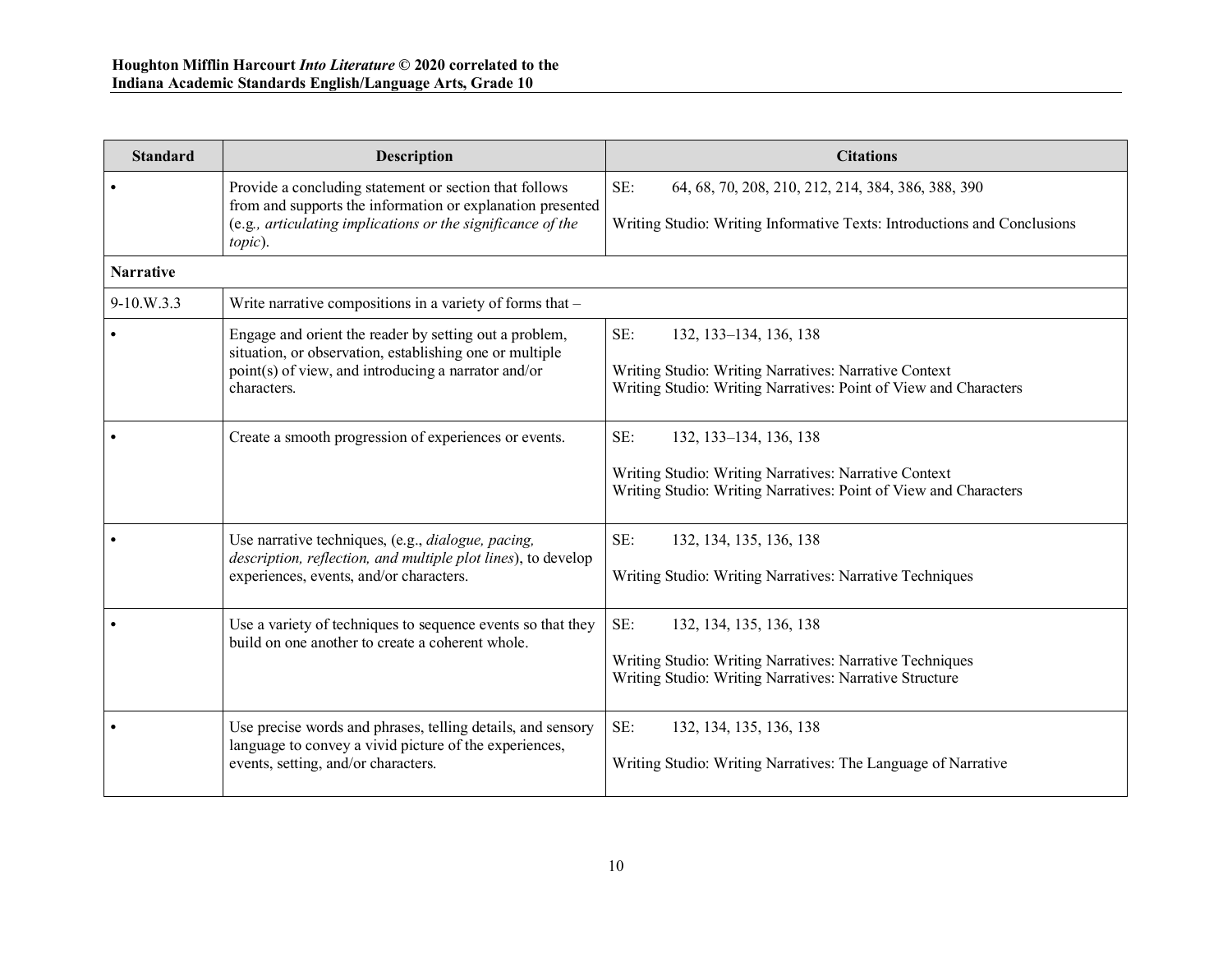| Standard | Description | Citations |
|---|---|---|
| • | Provide a concluding statement or section that follows from and supports the information or explanation presented (e.g., *articulating implications or the significance of the topic*). | SE: 64, 68, 70, 208, 210, 212, 214, 384, 386, 388, 390<br><br>Writing Studio: Writing Informative Texts: Introductions and Conclusions |
| **Narrative** | | |
| 9-10.W.3.3 | Write narrative compositions in a variety of forms that – | |
| • | Engage and orient the reader by setting out a problem, situation, or observation, establishing one or multiple point(s) of view, and introducing a narrator and/or characters. | SE: 132, 133–134, 136, 138<br><br>Writing Studio: Writing Narratives: Narrative Context<br>Writing Studio: Writing Narratives: Point of View and Characters |
| • | Create a smooth progression of experiences or events. | SE: 132, 133–134, 136, 138<br><br>Writing Studio: Writing Narratives: Narrative Context<br>Writing Studio: Writing Narratives: Point of View and Characters |
| • | Use narrative techniques, (e.g., *dialogue, pacing, description, reflection, and multiple plot lines*), to develop experiences, events, and/or characters. | SE: 132, 134, 135, 136, 138<br><br>Writing Studio: Writing Narratives: Narrative Techniques |
| • | Use a variety of techniques to sequence events so that they build on one another to create a coherent whole. | SE: 132, 134, 135, 136, 138<br><br>Writing Studio: Writing Narratives: Narrative Techniques<br>Writing Studio: Writing Narratives: Narrative Structure |
| • | Use precise words and phrases, telling details, and sensory language to convey a vivid picture of the experiences, events, setting, and/or characters. | SE: 132, 134, 135, 136, 138<br><br>Writing Studio: Writing Narratives: The Language of Narrative |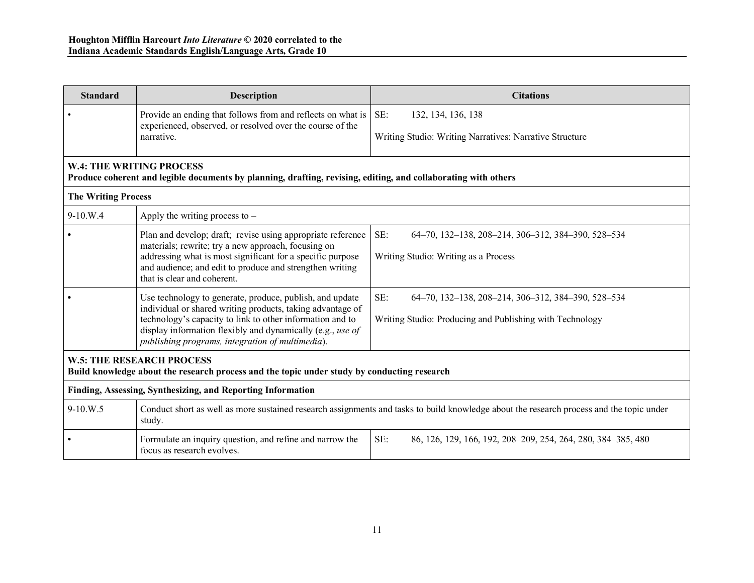| Standard | Description | Citations |
|---|---|---|
| • | Provide an ending that follows from and reflects on what is experienced, observed, or resolved over the course of the narrative. | SE: 132, 134, 136, 138<br><br>Writing Studio: Writing Narratives: Narrative Structure |
| **W.4: THE WRITING PROCESS**<br>**Produce coherent and legible documents by planning, drafting, revising, editing, and collaborating with others** | | |
| **The Writing Process** | | |
| 9-10.W.4 | Apply the writing process to – | |
| • | Plan and develop; draft; revise using appropriate reference materials; rewrite; try a new approach, focusing on addressing what is most significant for a specific purpose and audience; and edit to produce and strengthen writing that is clear and coherent. | SE: 64–70, 132–138, 208–214, 306–312, 384–390, 528–534<br><br>Writing Studio: Writing as a Process |
| • | Use technology to generate, produce, publish, and update individual or shared writing products, taking advantage of technology's capacity to link to other information and to display information flexibly and dynamically (e.g., *use of publishing programs, integration of multimedia*). | SE: 64–70, 132–138, 208–214, 306–312, 384–390, 528–534<br><br>Writing Studio: Producing and Publishing with Technology |
| **W.5: THE RESEARCH PROCESS**<br>**Build knowledge about the research process and the topic under study by conducting research** | | |
| **Finding, Assessing, Synthesizing, and Reporting Information** | | |
| 9-10.W.5 | Conduct short as well as more sustained research assignments and tasks to build knowledge about the research process and the topic under study. | |
| • | Formulate an inquiry question, and refine and narrow the focus as research evolves. | SE: 86, 126, 129, 166, 192, 208–209, 254, 264, 280, 384–385, 480 |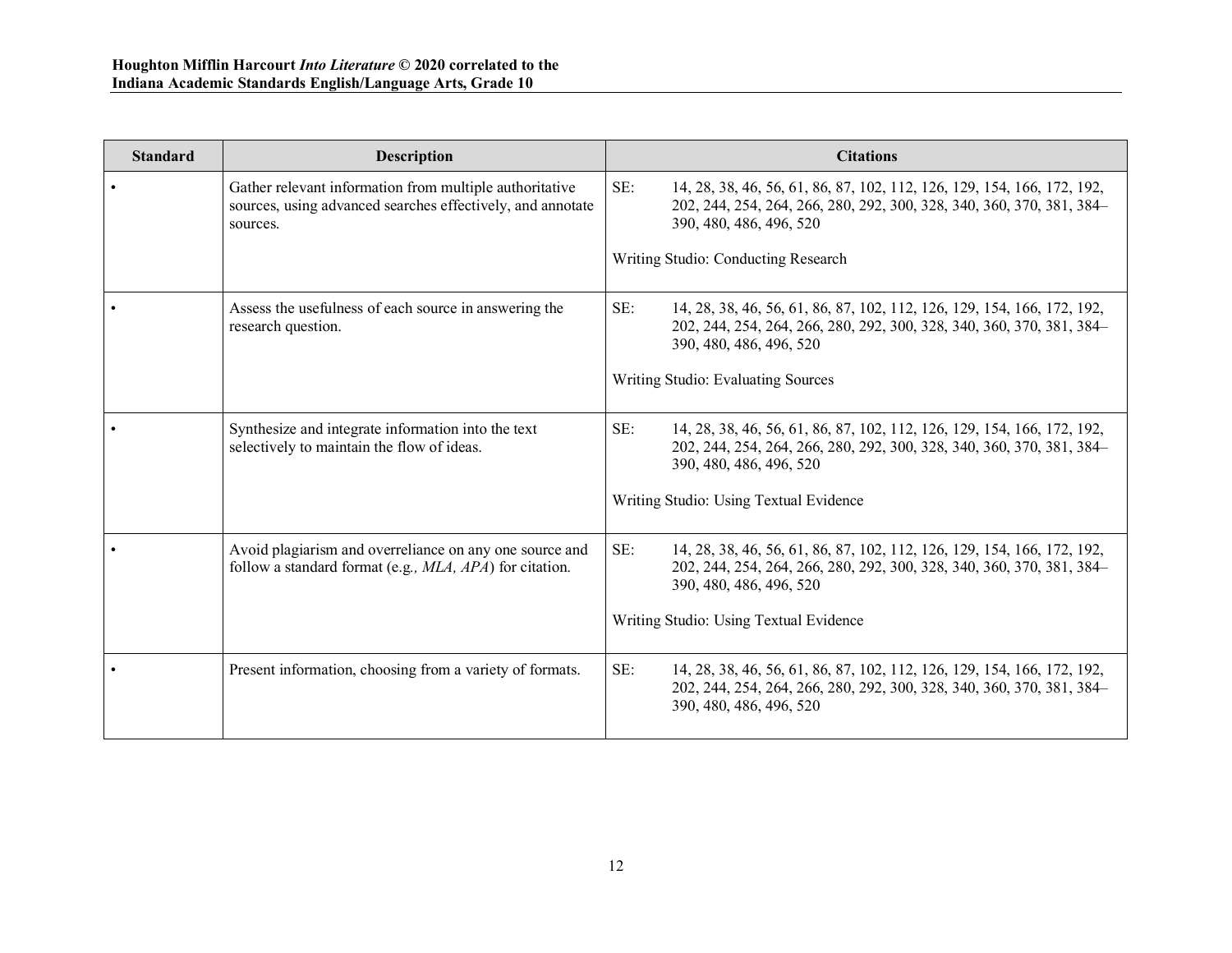| Standard | Description | Citations |
|---|---|---|
| • | Gather relevant information from multiple authoritative sources, using advanced searches effectively, and annotate sources. | SE: 14, 28, 38, 46, 56, 61, 86, 87, 102, 112, 126, 129, 154, 166, 172, 192, 202, 244, 254, 264, 266, 280, 292, 300, 328, 340, 360, 370, 381, 384–390, 480, 486, 496, 520<br><br>Writing Studio: Conducting Research |
| • | Assess the usefulness of each source in answering the research question. | SE: 14, 28, 38, 46, 56, 61, 86, 87, 102, 112, 126, 129, 154, 166, 172, 192, 202, 244, 254, 264, 266, 280, 292, 300, 328, 340, 360, 370, 381, 384–390, 480, 486, 496, 520<br><br>Writing Studio: Evaluating Sources |
| • | Synthesize and integrate information into the text selectively to maintain the flow of ideas. | SE: 14, 28, 38, 46, 56, 61, 86, 87, 102, 112, 126, 129, 154, 166, 172, 192, 202, 244, 254, 264, 266, 280, 292, 300, 328, 340, 360, 370, 381, 384–390, 480, 486, 496, 520<br><br>Writing Studio: Using Textual Evidence |
| • | Avoid plagiarism and overreliance on any one source and follow a standard format (e.g*., MLA, APA*) for citation. | SE: 14, 28, 38, 46, 56, 61, 86, 87, 102, 112, 126, 129, 154, 166, 172, 192, 202, 244, 254, 264, 266, 280, 292, 300, 328, 340, 360, 370, 381, 384–390, 480, 486, 496, 520<br><br>Writing Studio: Using Textual Evidence |
| • | Present information, choosing from a variety of formats. | SE: 14, 28, 38, 46, 56, 61, 86, 87, 102, 112, 126, 129, 154, 166, 172, 192, 202, 244, 254, 264, 266, 280, 292, 300, 328, 340, 360, 370, 381, 384–390, 480, 486, 496, 520 |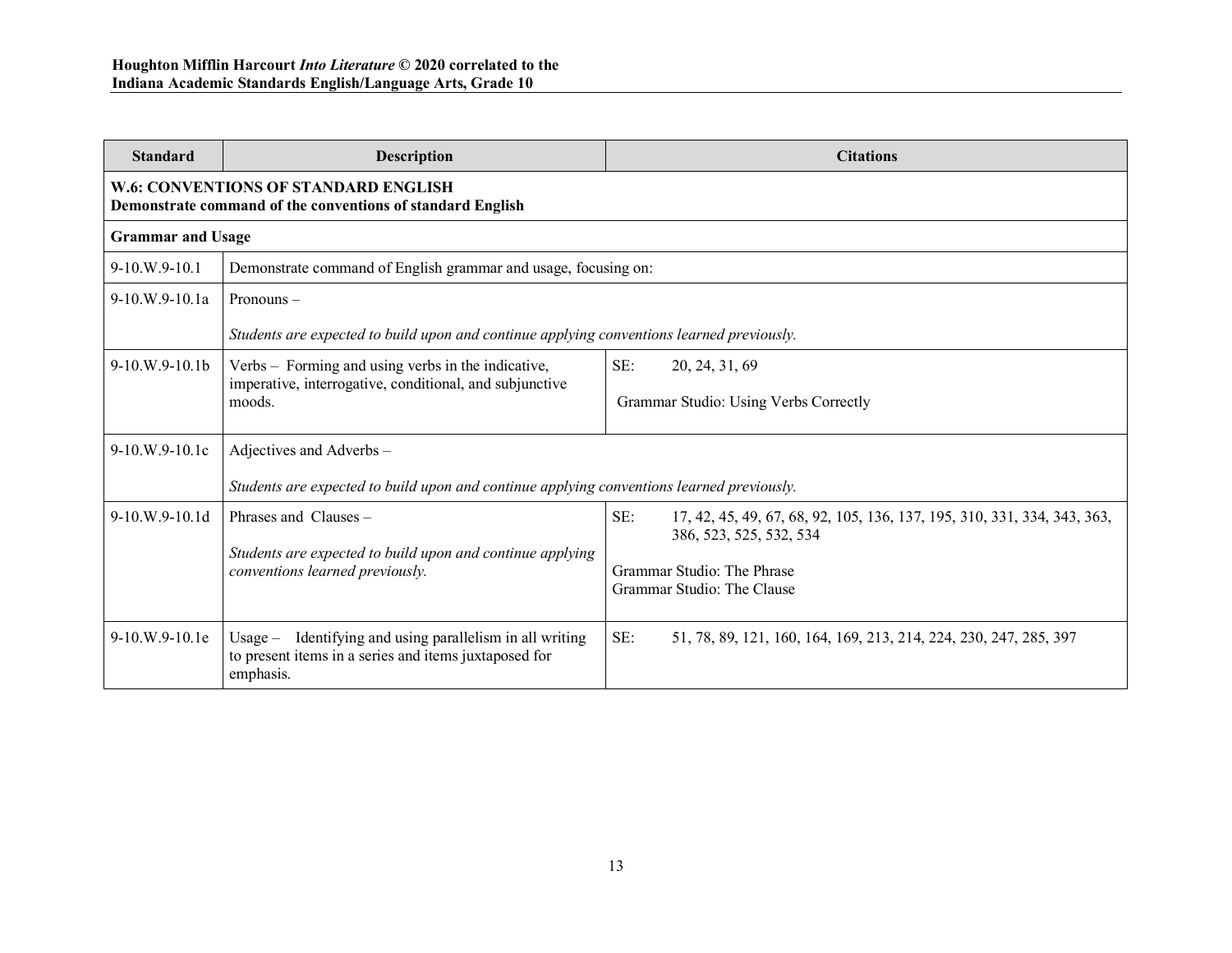| Standard | Description | Citations |
|---|---|---|
| **W.6: CONVENTIONS OF STANDARD ENGLISH** **Demonstrate command of the conventions of standard English** | | |
| **Grammar and Usage** | | |
| 9-10.W.9-10.1 | Demonstrate command of English grammar and usage, focusing on: | |
| 9-10.W.9-10.1a | Pronouns – *Students are expected to build upon and continue applying conventions learned previously.* | |
| 9-10.W.9-10.1b | Verbs – Forming and using verbs in the indicative, imperative, interrogative, conditional, and subjunctive moods. | SE: 20, 24, 31, 69<br>Grammar Studio: Using Verbs Correctly |
| 9-10.W.9-10.1c | Adjectives and Adverbs – *Students are expected to build upon and continue applying conventions learned previously.* | |
| 9-10.W.9-10.1d | Phrases and Clauses – *Students are expected to build upon and continue applying conventions learned previously.* | SE: 17, 42, 45, 49, 67, 68, 92, 105, 136, 137, 195, 310, 331, 334, 343, 363, 386, 523, 525, 532, 534<br>Grammar Studio: The Phrase<br>Grammar Studio: The Clause |
| 9-10.W.9-10.1e | Usage – Identifying and using parallelism in all writing to present items in a series and items juxtaposed for emphasis. | SE: 51, 78, 89, 121, 160, 164, 169, 213, 214, 224, 230, 247, 285, 397 |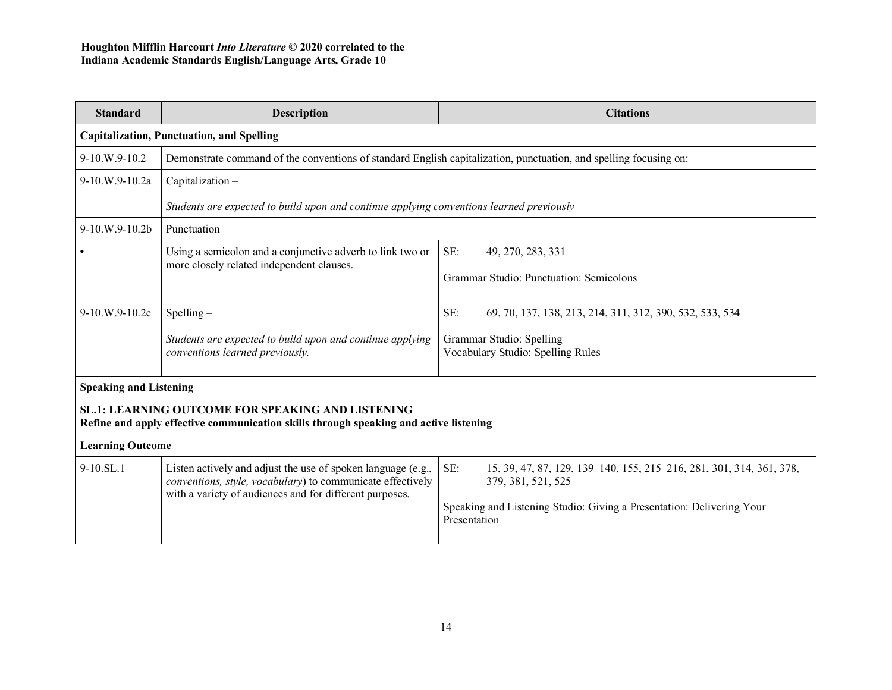| Standard | Description | Citations |
|---|---|---|
| **Capitalization, Punctuation, and Spelling** | | |
| 9-10.W.9-10.2 | Demonstrate command of the conventions of standard English capitalization, punctuation, and spelling focusing on: | |
| 9-10.W.9-10.2a | Capitalization – <br><br>*Students are expected to build upon and continue applying conventions learned previously* | |
| 9-10.W.9-10.2b | Punctuation – | |
| • | Using a semicolon and a conjunctive adverb to link two or more closely related independent clauses. | SE: 49, 270, 283, 331<br><br>Grammar Studio: Punctuation: Semicolons |
| 9-10.W.9-10.2c | Spelling –<br><br>*Students are expected to build upon and continue applying conventions learned previously.* | SE: 69, 70, 137, 138, 213, 214, 311, 312, 390, 532, 533, 534<br><br>Grammar Studio: Spelling<br>Vocabulary Studio: Spelling Rules |
| **Speaking and Listening** | | |
| **SL.1: LEARNING OUTCOME FOR SPEAKING AND LISTENING**<br>**Refine and apply effective communication skills through speaking and active listening** | | |
| **Learning Outcome** | | |
| 9-10.SL.1 | Listen actively and adjust the use of spoken language (e.g., *conventions, style, vocabulary*) to communicate effectively with a variety of audiences and for different purposes. | SE: 15, 39, 47, 87, 129, 139–140, 155, 215–216, 281, 301, 314, 361, 378, 379, 381, 521, 525<br><br>Speaking and Listening Studio: Giving a Presentation: Delivering Your Presentation |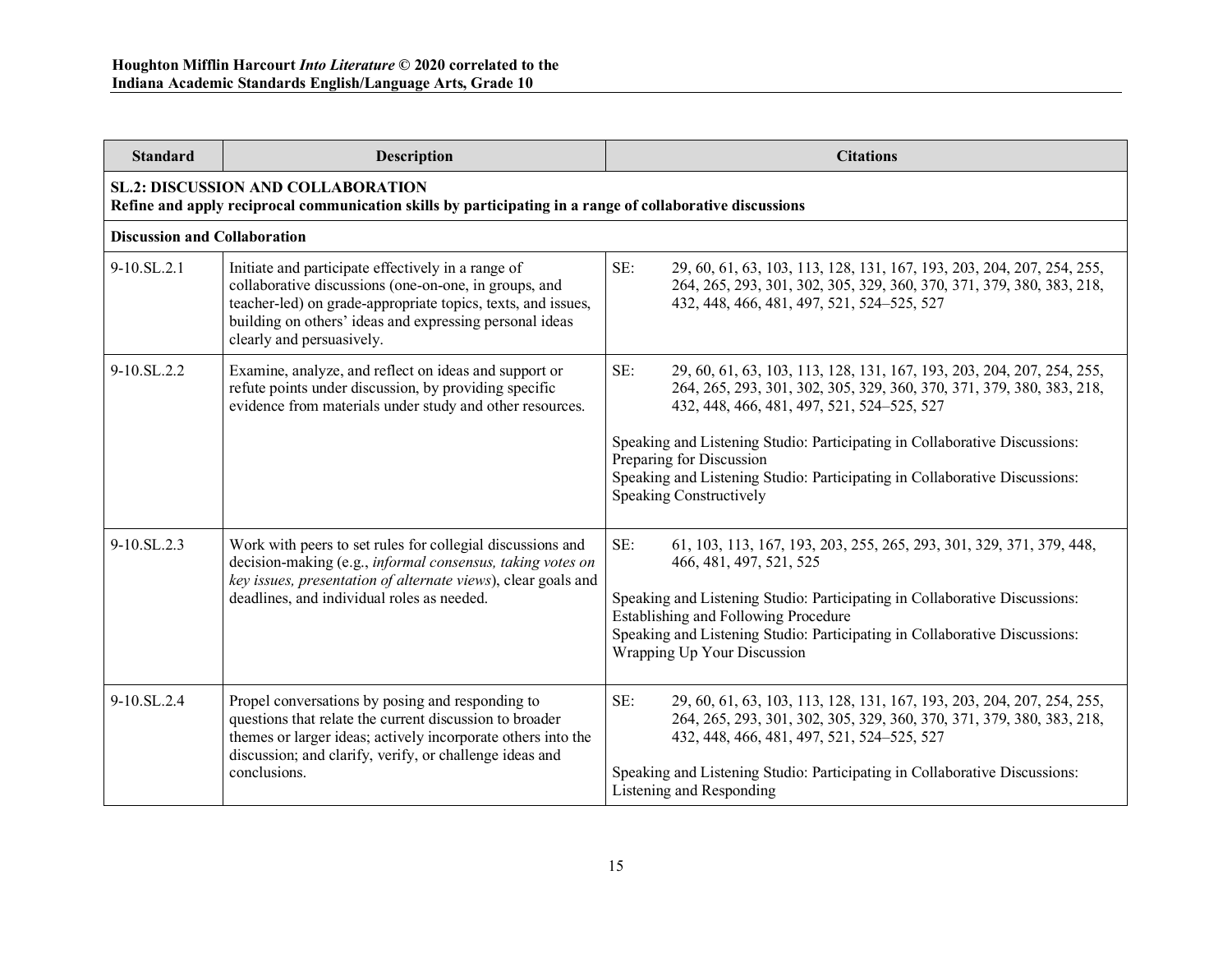| Standard | Description | Citations |
|---|---|---|
| **SL.2: DISCUSSION AND COLLABORATION** **Refine and apply reciprocal communication skills by participating in a range of collaborative discussions** | | |
| **Discussion and Collaboration** | | |
| 9-10.SL.2.1 | Initiate and participate effectively in a range of collaborative discussions (one-on-one, in groups, and teacher-led) on grade-appropriate topics, texts, and issues, building on others' ideas and expressing personal ideas clearly and persuasively. | SE: 29, 60, 61, 63, 103, 113, 128, 131, 167, 193, 203, 204, 207, 254, 255, 264, 265, 293, 301, 302, 305, 329, 360, 370, 371, 379, 380, 383, 218, 432, 448, 466, 481, 497, 521, 524–525, 527 |
| 9-10.SL.2.2 | Examine, analyze, and reflect on ideas and support or refute points under discussion, by providing specific evidence from materials under study and other resources. | SE: 29, 60, 61, 63, 103, 113, 128, 131, 167, 193, 203, 204, 207, 254, 255, 264, 265, 293, 301, 302, 305, 329, 360, 370, 371, 379, 380, 383, 218, 432, 448, 466, 481, 497, 521, 524–525, 527<br><br>Speaking and Listening Studio: Participating in Collaborative Discussions: Preparing for Discussion<br>Speaking and Listening Studio: Participating in Collaborative Discussions: Speaking Constructively |
| 9-10.SL.2.3 | Work with peers to set rules for collegial discussions and decision-making (e.g., *informal consensus, taking votes on key issues, presentation of alternate views*), clear goals and deadlines, and individual roles as needed. | SE: 61, 103, 113, 167, 193, 203, 255, 265, 293, 301, 329, 371, 379, 448, 466, 481, 497, 521, 525<br><br>Speaking and Listening Studio: Participating in Collaborative Discussions: Establishing and Following Procedure<br>Speaking and Listening Studio: Participating in Collaborative Discussions: Wrapping Up Your Discussion |
| 9-10.SL.2.4 | Propel conversations by posing and responding to questions that relate the current discussion to broader themes or larger ideas; actively incorporate others into the discussion; and clarify, verify, or challenge ideas and conclusions. | SE: 29, 60, 61, 63, 103, 113, 128, 131, 167, 193, 203, 204, 207, 254, 255, 264, 265, 293, 301, 302, 305, 329, 360, 370, 371, 379, 380, 383, 218, 432, 448, 466, 481, 497, 521, 524–525, 527<br><br>Speaking and Listening Studio: Participating in Collaborative Discussions: Listening and Responding |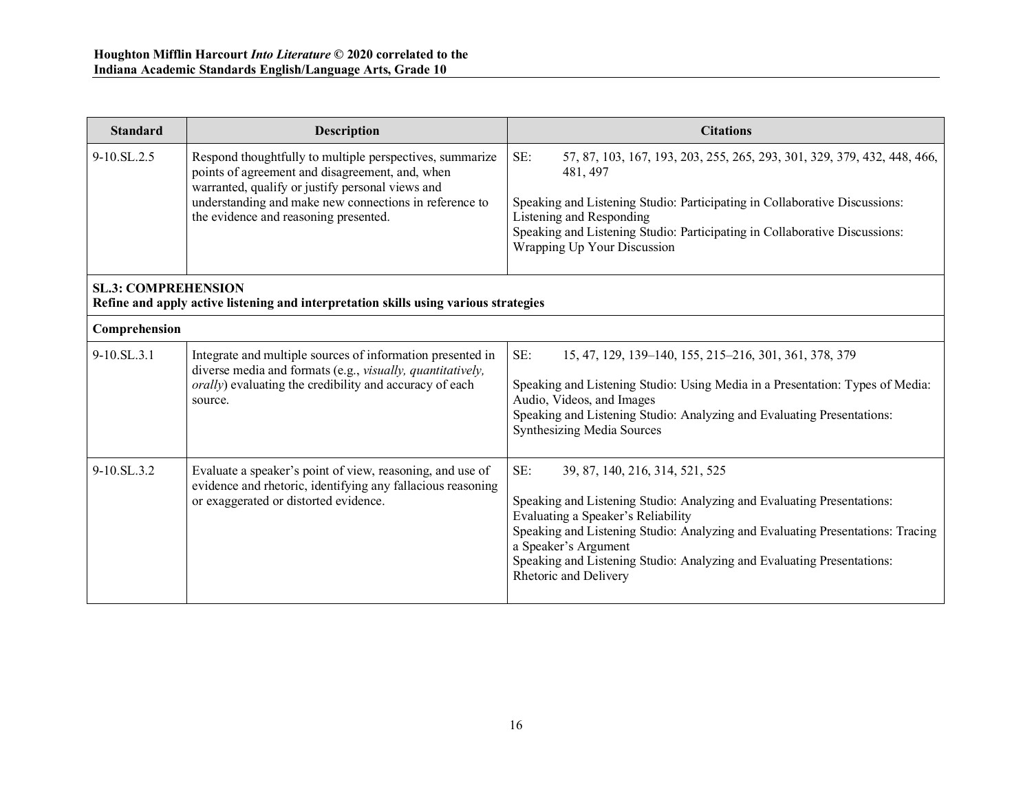| Standard | Description | Citations |
|---|---|---|
| 9-10.SL.2.5 | Respond thoughtfully to multiple perspectives, summarize points of agreement and disagreement, and, when warranted, qualify or justify personal views and understanding and make new connections in reference to the evidence and reasoning presented. | SE: 57, 87, 103, 167, 193, 203, 255, 265, 293, 301, 329, 379, 432, 448, 466, 481, 497<br><br>Speaking and Listening Studio: Participating in Collaborative Discussions: Listening and Responding<br>Speaking and Listening Studio: Participating in Collaborative Discussions: Wrapping Up Your Discussion |
| **SL.3: COMPREHENSION**<br>**Refine and apply active listening and interpretation skills using various strategies** | | |
| **Comprehension** | | |
| 9-10.SL.3.1 | Integrate and multiple sources of information presented in diverse media and formats (e.g., *visually, quantitatively, orally*) evaluating the credibility and accuracy of each source. | SE: 15, 47, 129, 139–140, 155, 215–216, 301, 361, 378, 379<br><br>Speaking and Listening Studio: Using Media in a Presentation: Types of Media: Audio, Videos, and Images<br>Speaking and Listening Studio: Analyzing and Evaluating Presentations: Synthesizing Media Sources |
| 9-10.SL.3.2 | Evaluate a speaker's point of view, reasoning, and use of evidence and rhetoric, identifying any fallacious reasoning or exaggerated or distorted evidence. | SE: 39, 87, 140, 216, 314, 521, 525<br><br>Speaking and Listening Studio: Analyzing and Evaluating Presentations: Evaluating a Speaker's Reliability<br>Speaking and Listening Studio: Analyzing and Evaluating Presentations: Tracing a Speaker's Argument<br>Speaking and Listening Studio: Analyzing and Evaluating Presentations: Rhetoric and Delivery |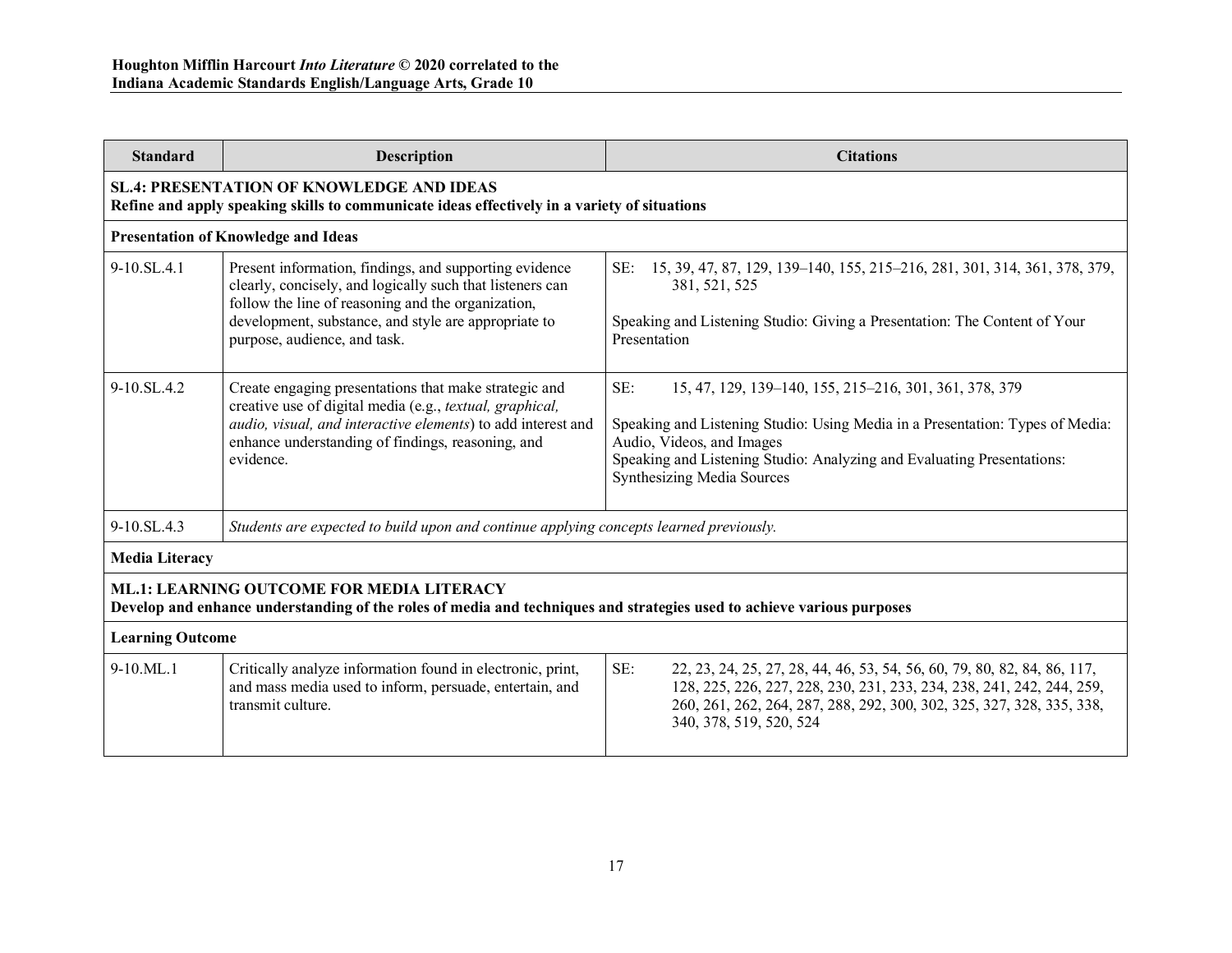| Standard | Description | Citations |
|---|---|---|
| **SL.4: PRESENTATION OF KNOWLEDGE AND IDEAS** **Refine and apply speaking skills to communicate ideas effectively in a variety of situations** | | |
| **Presentation of Knowledge and Ideas** | | |
| 9-10.SL.4.1 | Present information, findings, and supporting evidence clearly, concisely, and logically such that listeners can follow the line of reasoning and the organization, development, substance, and style are appropriate to purpose, audience, and task. | SE: 15, 39, 47, 87, 129, 139–140, 155, 215–216, 281, 301, 314, 361, 378, 379, 381, 521, 525<br><br>Speaking and Listening Studio: Giving a Presentation: The Content of Your Presentation |
| 9-10.SL.4.2 | Create engaging presentations that make strategic and creative use of digital media (e.g., *textual, graphical, audio, visual, and interactive elements*) to add interest and enhance understanding of findings, reasoning, and evidence. | SE: 15, 47, 129, 139–140, 155, 215–216, 301, 361, 378, 379<br><br>Speaking and Listening Studio: Using Media in a Presentation: Types of Media: Audio, Videos, and Images<br>Speaking and Listening Studio: Analyzing and Evaluating Presentations: Synthesizing Media Sources |
| 9-10.SL.4.3 | *Students are expected to build upon and continue applying concepts learned previously.* | |
| **Media Literacy** | | |
| **ML.1: LEARNING OUTCOME FOR MEDIA LITERACY** **Develop and enhance understanding of the roles of media and techniques and strategies used to achieve various purposes** | | |
| **Learning Outcome** | | |
| 9-10.ML.1 | Critically analyze information found in electronic, print, and mass media used to inform, persuade, entertain, and transmit culture. | SE: 22, 23, 24, 25, 27, 28, 44, 46, 53, 54, 56, 60, 79, 80, 82, 84, 86, 117, 128, 225, 226, 227, 228, 230, 231, 233, 234, 238, 241, 242, 244, 259, 260, 261, 262, 264, 287, 288, 292, 300, 302, 325, 327, 328, 335, 338, 340, 378, 519, 520, 524 |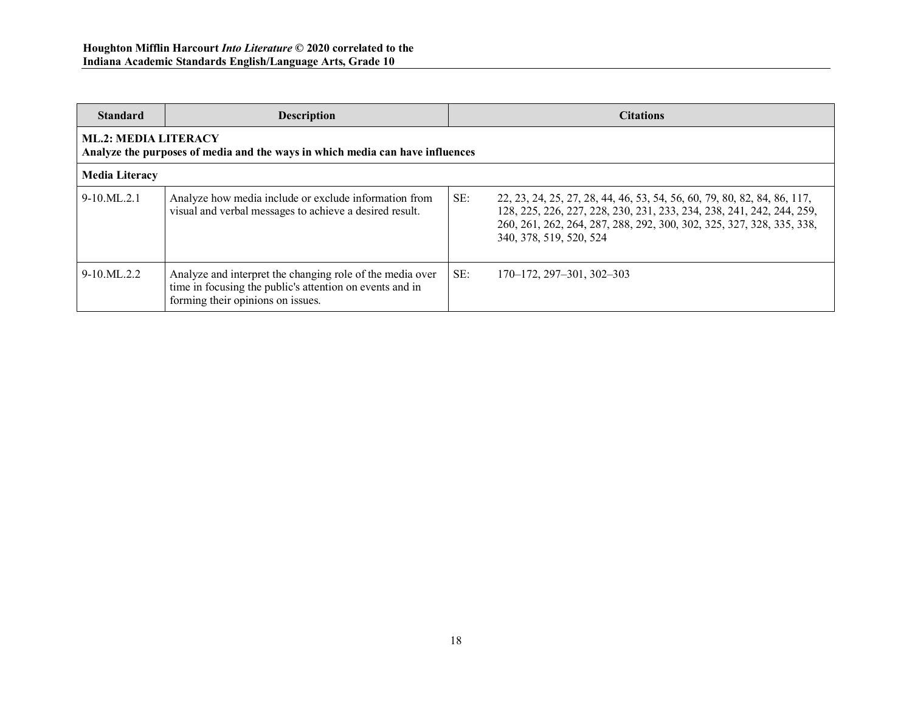| Standard | Description | Citations | |
|---|---|---|---|
| **ML.2: MEDIA LITERACY**<br>**Analyze the purposes of media and the ways in which media can have influences** | | | |
| **Media Literacy** | | | |
| 9-10.ML.2.1 | Analyze how media include or exclude information from visual and verbal messages to achieve a desired result. | SE: | 22, 23, 24, 25, 27, 28, 44, 46, 53, 54, 56, 60, 79, 80, 82, 84, 86, 117, 128, 225, 226, 227, 228, 230, 231, 233, 234, 238, 241, 242, 244, 259, 260, 261, 262, 264, 287, 288, 292, 300, 302, 325, 327, 328, 335, 338, 340, 378, 519, 520, 524 |
| 9-10.ML.2.2 | Analyze and interpret the changing role of the media over time in focusing the public's attention on events and in forming their opinions on issues. | SE: | 170–172, 297–301, 302–303 |